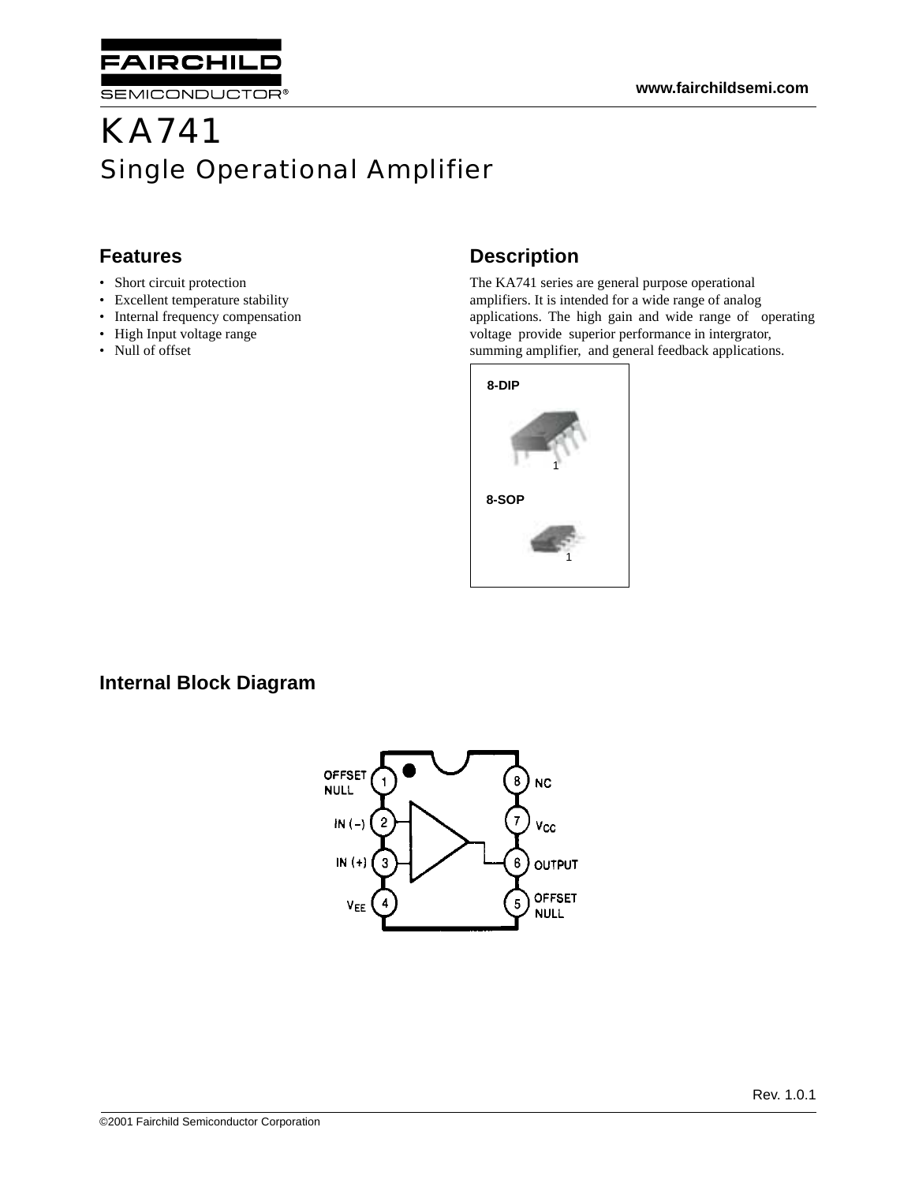# KA741

## Single Operational Amplifier

### Features

- Short circuit protection
- Excellent temperature stability
- Internal frequency compensation
- High Input voltage range
- Null of offset

### Description

The KA741 series are general purpose operational amplifiers. It is intended for a wide range of analog applications. The high gain and wide range of operating voltage provide superior performance in intergrator, summing amplifier, and general feedback applications.

8-DIP

8-SOP

### Internal Block Diagram

| Pin | Function | Pin | Function |
|---|---|---|---|
| 1 | OFFSET NULL | 8 | NC |
| 2 | IN (−) | 7 | $V_{CC}$ |
| 3 | IN (+) | 6 | OUTPUT |
| 4 | $V_{EE}$ | 5 | OFFSET NULL |

Rev. 1.0.1

©2001 Fairchild Semiconductor Corporation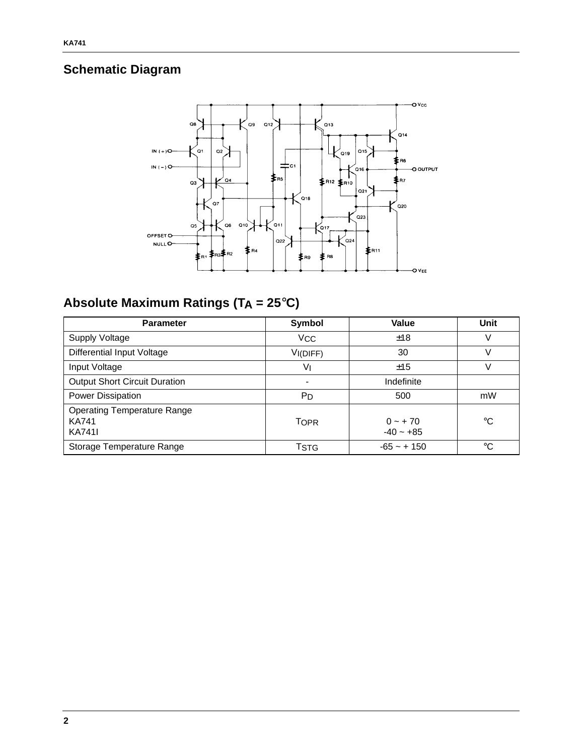## Schematic Diagram

## Absolute Maximum Ratings ($T_A$ = 25°C)

| Parameter | Symbol | Value | Unit |
|---|---|---|---|
| Supply Voltage | $V_{CC}$ | ±18 | V |
| Differential Input Voltage | $V_{I(DIFF)}$ | 30 | V |
| Input Voltage | $V_I$ | ±15 | V |
| Output Short Circuit Duration | - | Indefinite | |
| Power Dissipation | $P_D$ | 500 | mW |
| Operating Temperature Range<br>KA741<br>KA741I | $T_{OPR}$ | 0 ~ + 70<br>-40 ~ +85 | °C |
| Storage Temperature Range | $T_{STG}$ | -65 ~ + 150 | °C |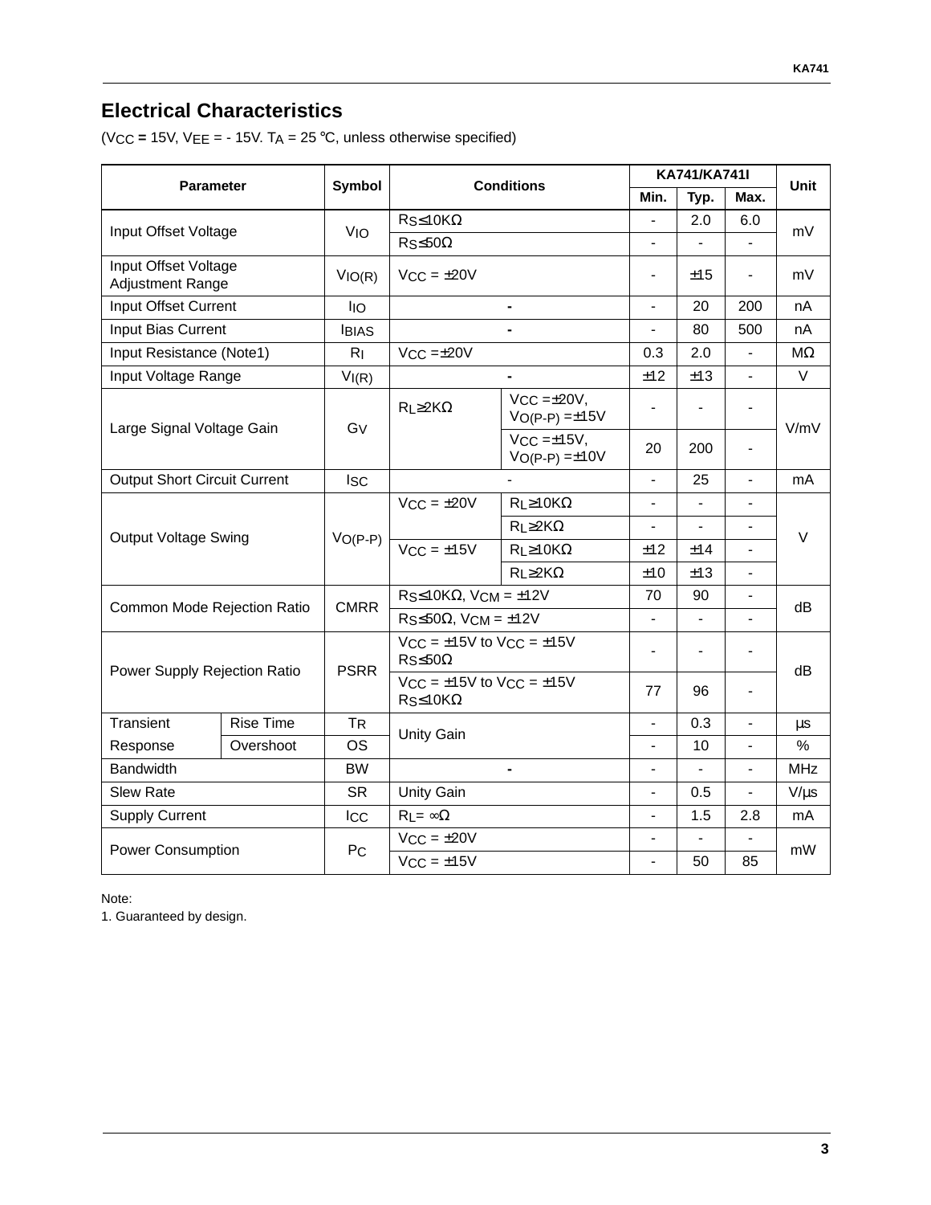## Electrical Characteristics

($V_{CC}$ = 15V, $V_{EE}$ = - 15V. $T_A$ = 25 °C, unless otherwise specified)

| Parameter | | Symbol | Conditions | | KA741/KA741I | | | Unit |
|---|---|---|---|---|---|---|---|---|
| | | | | | Min. | Typ. | Max. | |
| Input Offset Voltage | | $V_{IO}$ | $R_S$≤10KΩ | | - | 2.0 | 6.0 | mV |
| | | | $R_S$≤50Ω | | - | - | - | |
| Input Offset Voltage Adjustment Range | | $V_{IO(R)}$ | $V_{CC}$ = ±20V | | - | ±15 | - | mV |
| Input Offset Current | | $I_{IO}$ | - | | - | 20 | 200 | nA |
| Input Bias Current | | $I_{BIAS}$ | - | | - | 80 | 500 | nA |
| Input Resistance (Note1) | | $R_I$ | $V_{CC}$ =±20V | | 0.3 | 2.0 | - | MΩ |
| Input Voltage Range | | $V_{I(R)}$ | - | | ±12 | ±13 | - | V |
| Large Signal Voltage Gain | | $G_V$ | $R_L$≥2KΩ | $V_{CC}$ =±20V, $V_{O(P-P)}$ =±15V | - | - | - | V/mV |
| | | | | $V_{CC}$ =±15V, $V_{O(P-P)}$ =±10V | 20 | 200 | - | |
| Output Short Circuit Current | | $I_{SC}$ | - | | - | 25 | - | mA |
| Output Voltage Swing | | $V_{O(P-P)}$ | $V_{CC}$ = ±20V | $R_L$≥10KΩ | - | - | - | V |
| | | | | $R_L$≥2KΩ | - | - | - | |
| | | | $V_{CC}$ = ±15V | $R_L$≥10KΩ | ±12 | ±14 | - | |
| | | | | $R_L$≥2KΩ | ±10 | ±13 | - | |
| Common Mode Rejection Ratio | | CMRR | $R_S$≤10KΩ, $V_{CM}$ = ±12V | | 70 | 90 | - | dB |
| | | | $R_S$≤50Ω, $V_{CM}$ = ±12V | | - | - | - | |
| Power Supply Rejection Ratio | | PSRR | $V_{CC}$ = ±15V to $V_{CC}$ = ±15V $R_S$≤50Ω | | - | - | - | dB |
| | | | $V_{CC}$ = ±15V to $V_{CC}$ = ±15V $R_S$≤10KΩ | | 77 | 96 | - | |
| Transient Response | Rise Time | $T_R$ | Unity Gain | | - | 0.3 | - | μs |
| | Overshoot | OS | | | - | 10 | - | % |
| Bandwidth | | BW | - | | - | - | - | MHz |
| Slew Rate | | SR | Unity Gain | | - | 0.5 | - | V/μs |
| Supply Current | | $I_{CC}$ | $R_L$= ∞Ω | | - | 1.5 | 2.8 | mA |
| Power Consumption | | $P_C$ | $V_{CC}$ = ±20V | | - | - | - | mW |
| | | | $V_{CC}$ = ±15V | | - | 50 | 85 | |

Note:
1. Guaranteed by design.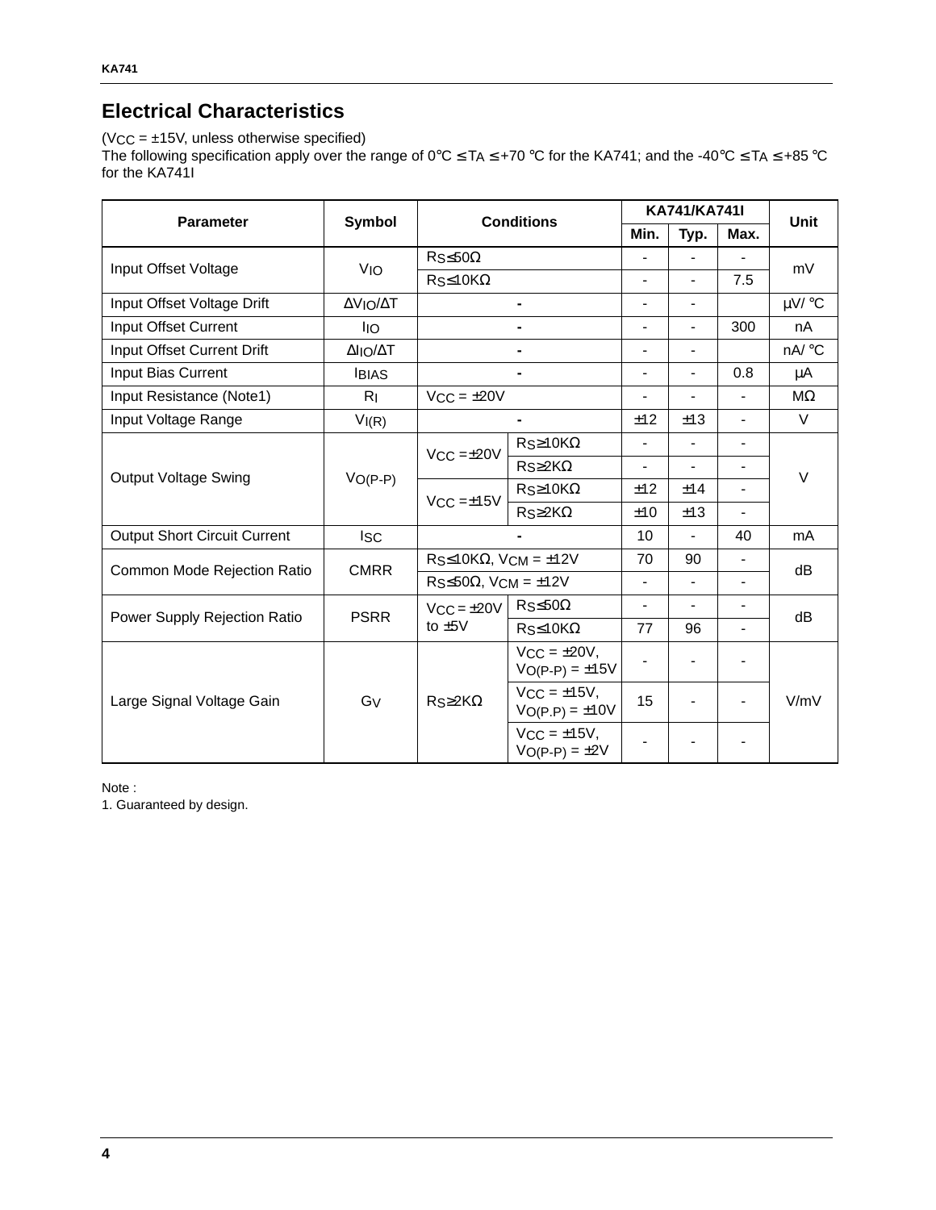## Electical Characteristics

($V_{CC}$ = ±15V, unless otherwise specified)
The following specification apply over the range of 0°C ≤ $T_A$ ≤ +70 °C for the KA741; and the -40°C ≤ $T_A$ ≤ +85 °C for the KA741I

| Parameter | Symbol | Conditions | | KA741/KA741I | | | Unit |
|---|---|---|---|---|---|---|---|
| | | | | Min. | Typ. | Max. | |
| Input Offset Voltage | $V_{IO}$ | $R_S$≤50Ω | | - | - | - | mV |
| | | $R_S$≤10KΩ | | - | - | 7.5 | |
| Input Offset Voltage Drift | $\Delta V_{IO}/\Delta T$ | - | | - | - | | μV/ °C |
| Input Offset Current | $I_{IO}$ | - | | - | - | 300 | nA |
| Input Offset Current Drift | $\Delta I_{IO}/\Delta T$ | - | | - | - | | nA/ °C |
| Input Bias Current | $I_{BIAS}$ | - | | - | - | 0.8 | μA |
| Input Resistance (Note1) | $R_I$ | $V_{CC}$ = ±20V | | - | - | - | MΩ |
| Input Voltage Range | $V_{I(R)}$ | - | | ±12 | ±13 | - | V |
| Output Voltage Swing | $V_{O(P-P)}$ | $V_{CC}$ =±20V | $R_S$≥10KΩ | - | - | - | V |
| | | | $R_S$≥2KΩ | - | - | - | |
| | | $V_{CC}$ =±15V | $R_S$≥10KΩ | ±12 | ±14 | - | |
| | | | $R_S$≥2KΩ | ±10 | ±13 | - | |
| Output Short Circuit Current | $I_{SC}$ | - | | 10 | - | 40 | mA |
| Common Mode Rejection Ratio | CMRR | $R_S$≤10KΩ, $V_{CM}$ = ±12V | | 70 | 90 | - | dB |
| | | $R_S$≤50Ω, $V_{CM}$ = ±12V | | - | - | - | |
| Power Supply Rejection Ratio | PSRR | $V_{CC}$ = ±20V to ±5V | $R_S$≤50Ω | - | - | - | dB |
| | | | $R_S$≤10KΩ | 77 | 96 | - | |
| Large Signal Voltage Gain | $G_V$ | $R_S$≥2KΩ | $V_{CC}$ = ±20V, $V_{O(P-P)}$ = ±15V | - | - | - | V/mV |
| | | | $V_{CC}$ = ±15V, $V_{O(P.P)}$ = ±10V | 15 | - | - | |
| | | | $V_{CC}$ = ±15V, $V_{O(P-P)}$ = ±2V | - | - | - | |

Note :
1. Guaranteed by design.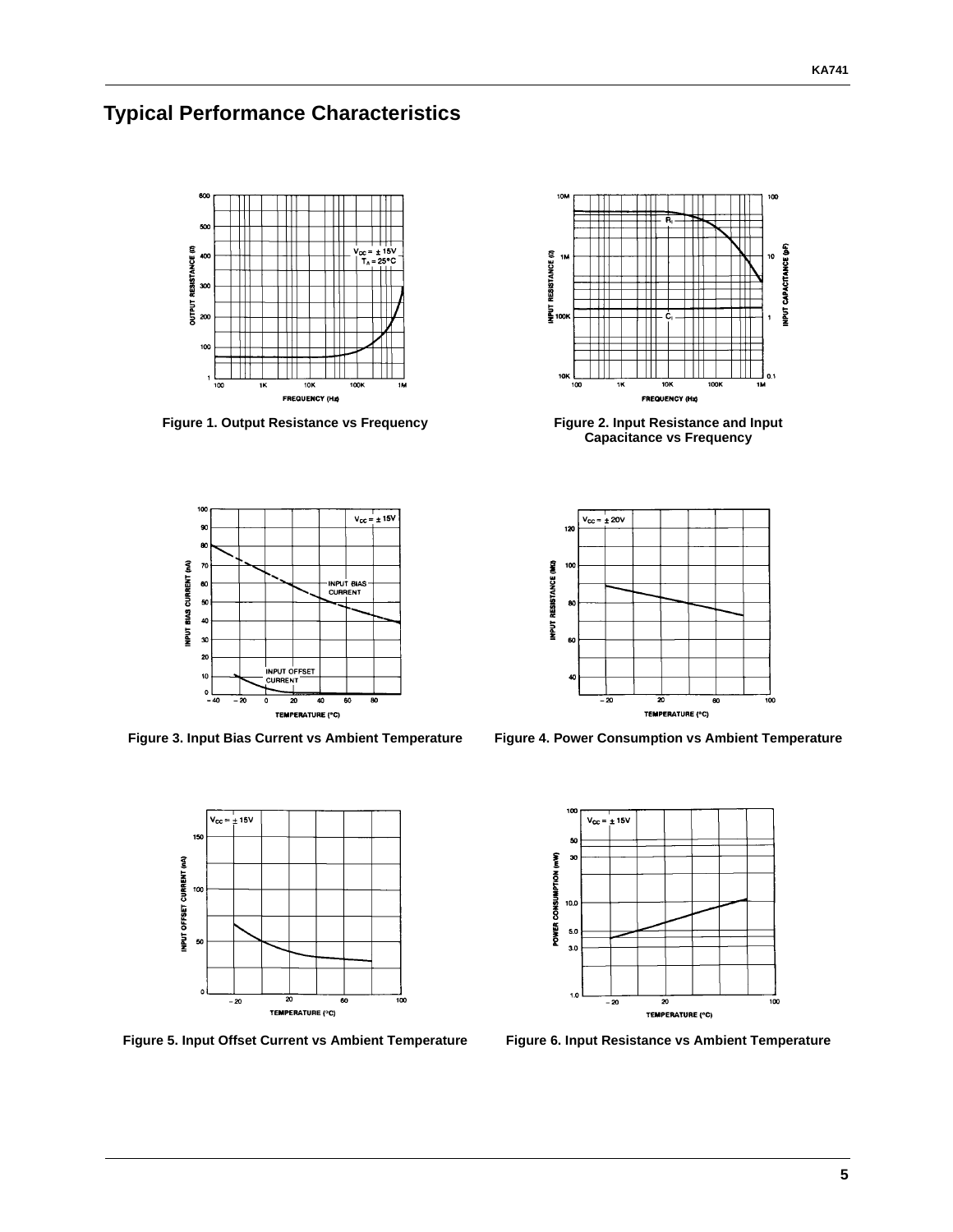## Typical Performance Characteristics

Figure 1. Output Resistance vs Frequency

Figure 2. Input Resistance and Input Capacitance vs Frequency

Figure 3. Input Bias Current vs Ambient Temperature

Figure 4. Power Consumption vs Ambient Temperature

Figure 5. Input Offset Current vs Ambient Temperature

Figure 6. Input Resistance vs Ambient Temperature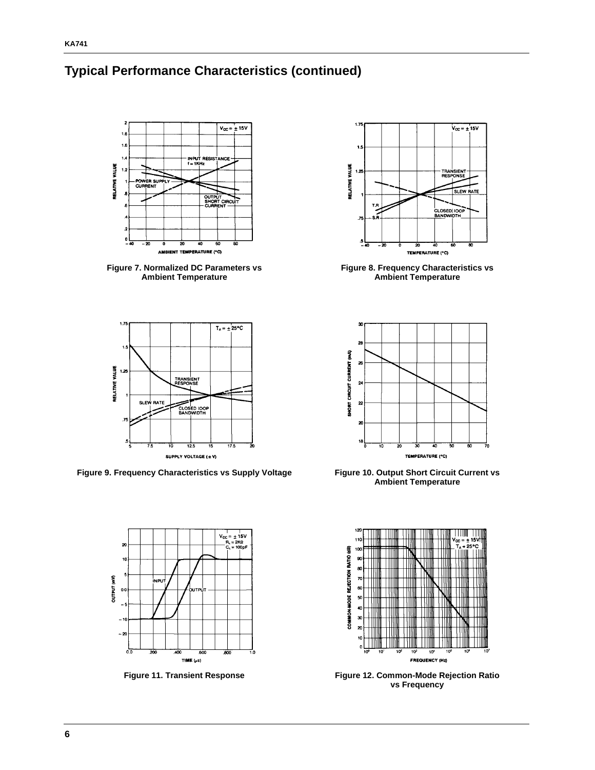## Typical Performance Characteristics (continued)

Figure 7. Normalized DC Parameters vs Ambient Temperature

Figure 8. Frequency Characteristics vs Ambient Temperature

Figure 9. Frequency Characteristics vs Supply Voltage

Figure 10. Output Short Circuit Current vs Ambient Temperature

Figure 11. Transient Response

Figure 12. Common-Mode Rejection Ratio vs Frequency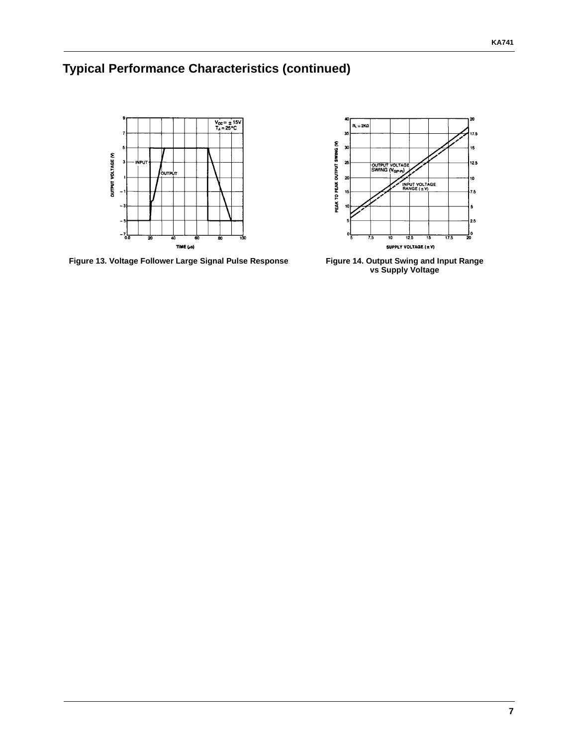## Typical Performance Characteristics (continued)

Figure 13. Voltage Follower Large Signal Pulse Response

Figure 14. Output Swing and Input Range vs Supply Voltage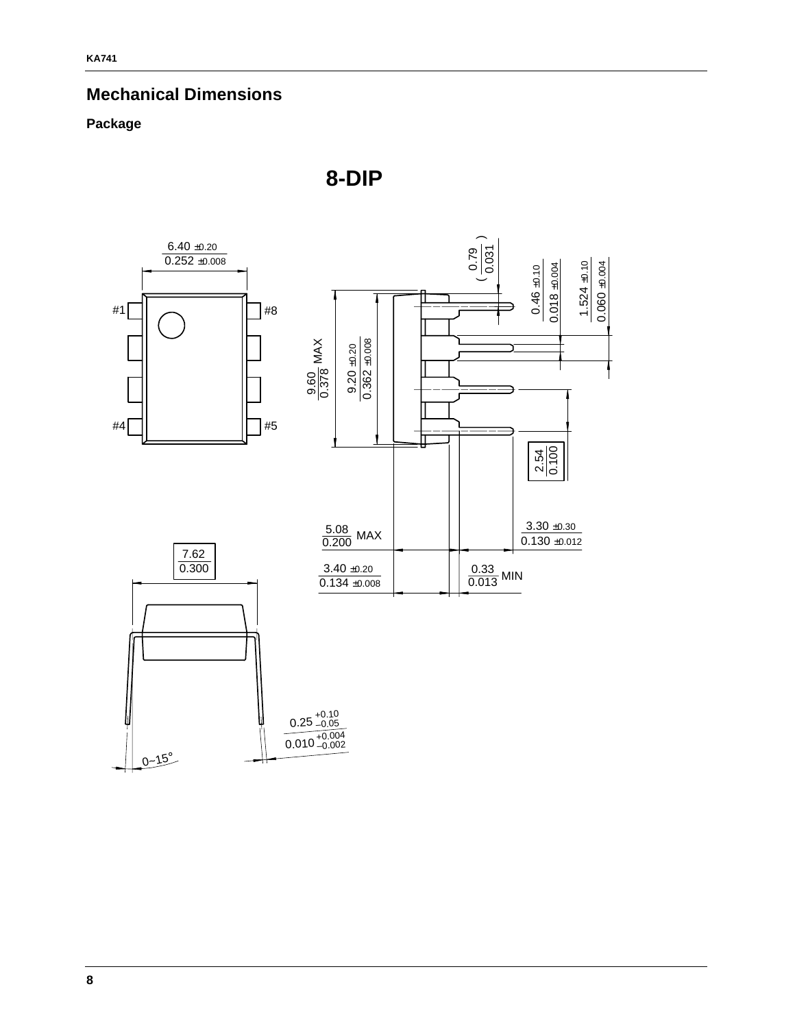## Mechanical Dimensions

### Package

**8-DIP**

6.40 ±0.20 / 0.252 ±0.008

#1 #8 #4 #5

0.79 / 0.031

0.46 ±0.10 / 0.018 ±0.004

1.524 ±0.10 / 0.060 ±0.004

9.60 / 0.378 MAX

9.20 ±0.20 / 0.362 ±0.008

2.54 / 0.100

5.08 / 0.200 MAX

3.30 ±0.30 / 0.130 ±0.012

7.62 / 0.300

3.40 ±0.20 / 0.134 ±0.008

0.33 / 0.013 MIN

$0.25^{+0.10}_{-0.05}$ / $0.010^{+0.004}_{-0.002}$

0~15°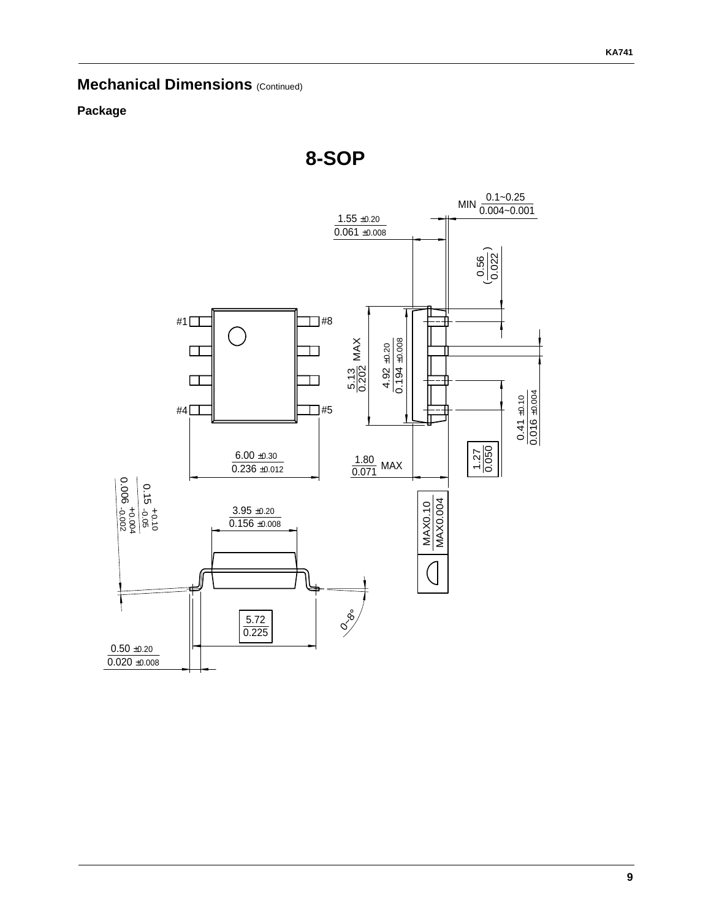## Mechanical Dimensions (Continued)

### Package

# 8-SOP

MIN $\frac{0.1\sim0.25}{0.004\sim0.001}$

$\frac{1.55 \pm 0.20}{0.061 \pm 0.008}$

$\left(\frac{0.56}{0.022}\right)$

#1 #8

#4 #5

$\frac{5.13}{0.202}$ MAX

$\frac{4.92 \pm 0.20}{0.194 \pm 0.008}$

$\frac{0.41 \pm 0.10}{0.016 \pm 0.004}$

$\frac{1.27}{0.050}$

$\frac{6.00 \pm 0.30}{0.236 \pm 0.012}$

$\frac{1.80}{0.071}$ MAX

$\frac{0.15 ^{+0.10}_{-0.05}}{0.006 ^{+0.004}_{-0.002}}$

$\frac{3.95 \pm 0.20}{0.156 \pm 0.008}$

$\frac{\text{MAX}0.10}{\text{MAX}0.004}$

$\frac{5.72}{0.225}$

0~8°

$\frac{0.50 \pm 0.20}{0.020 \pm 0.008}$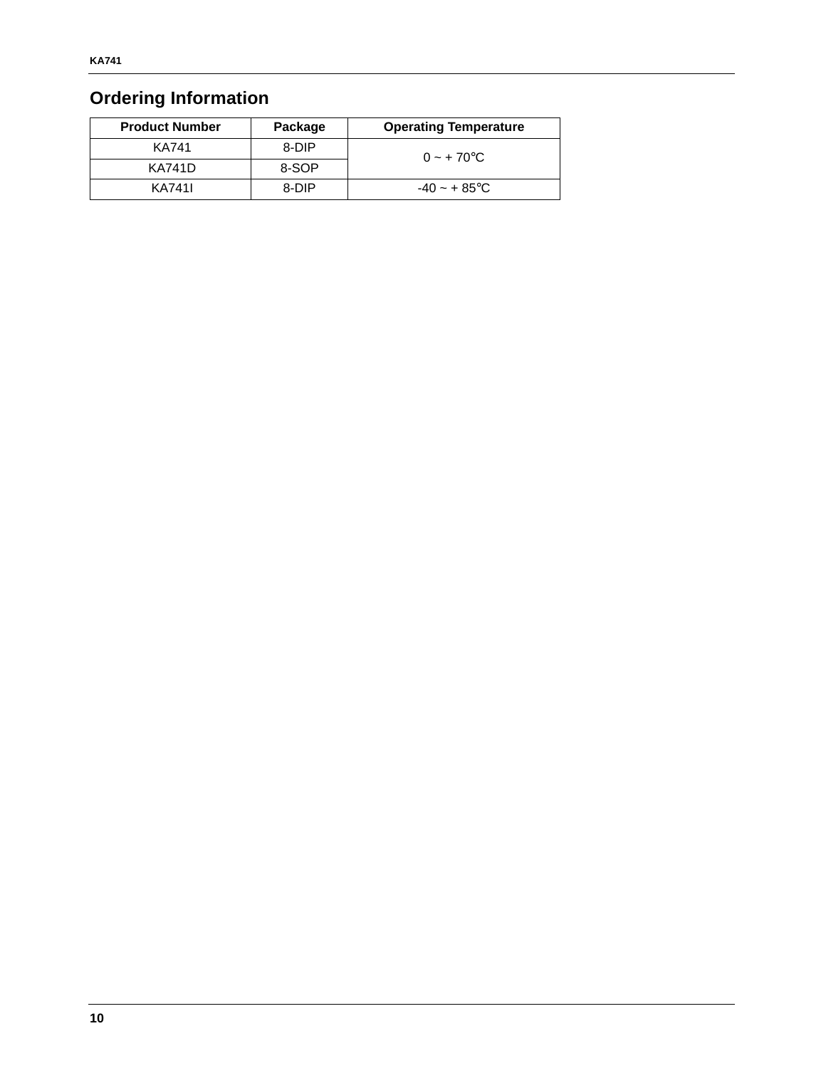## Ordering Information

| Product Number | Package | Operating Temperature |
| --- | --- | --- |
| KA741 | 8-DIP | 0 ~ + 70°C |
| KA741D | 8-SOP | |
| KA741I | 8-DIP | -40 ~ + 85°C |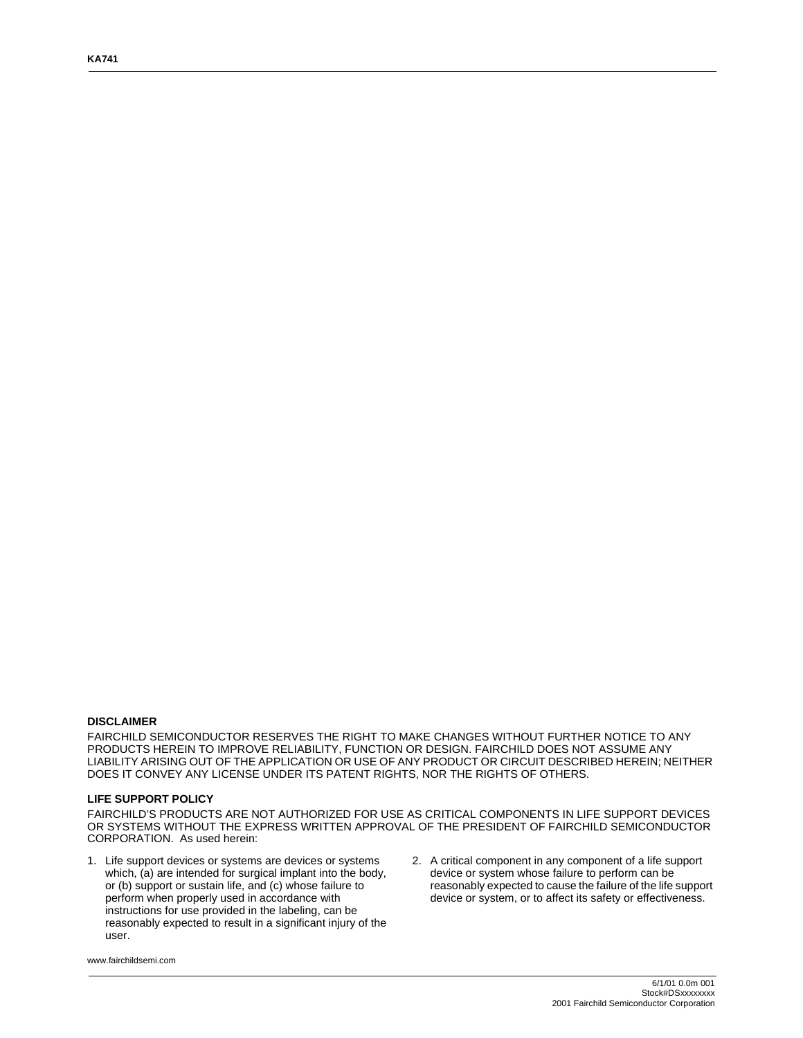**DISCLAIMER**

FAIRCHILD SEMICONDUCTOR RESERVES THE RIGHT TO MAKE CHANGES WITHOUT FURTHER NOTICE TO ANY PRODUCTS HEREIN TO IMPROVE RELIABILITY, FUNCTION OR DESIGN. FAIRCHILD DOES NOT ASSUME ANY LIABILITY ARISING OUT OF THE APPLICATION OR USE OF ANY PRODUCT OR CIRCUIT DESCRIBED HEREIN; NEITHER DOES IT CONVEY ANY LICENSE UNDER ITS PATENT RIGHTS, NOR THE RIGHTS OF OTHERS.

**LIFE SUPPORT POLICY**

FAIRCHILD'S PRODUCTS ARE NOT AUTHORIZED FOR USE AS CRITICAL COMPONENTS IN LIFE SUPPORT DEVICES OR SYSTEMS WITHOUT THE EXPRESS WRITTEN APPROVAL OF THE PRESIDENT OF FAIRCHILD SEMICONDUCTOR CORPORATION. As used herein:

1. Life support devices or systems are devices or systems which, (a) are intended for surgical implant into the body, or (b) support or sustain life, and (c) whose failure to perform when properly used in accordance with instructions for use provided in the labeling, can be reasonably expected to result in a significant injury of the user.

2. A critical component in any component of a life support device or system whose failure to perform can be reasonably expected to cause the failure of the life support device or system, or to affect its safety or effectiveness.

www.fairchildsemi.com

6/1/01 0.0m 001
Stock#DSxxxxxxxx
2001 Fairchild Semiconductor Corporation